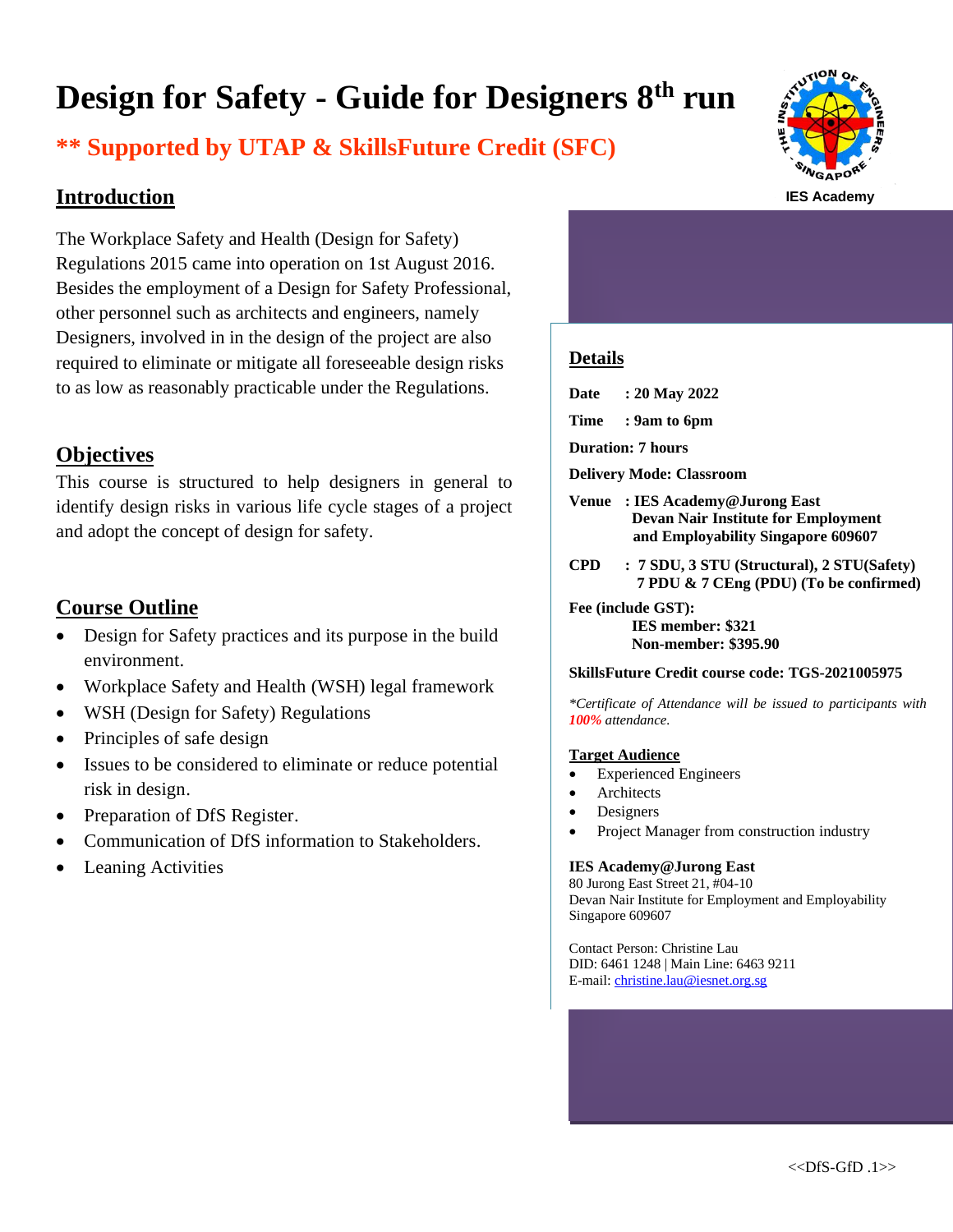# Design for Safety - Guide for Designers 8th run

**\*\* Supported by UTAP & SkillsFuture Credit (SFC)**

IES Academy

## Introduction

The Workplace Safety and Health (Design for Safety) Regulations 2015 came into operation on 1st August 2016. Besides the employment of a Design for Safety Professional, other personnel such as architects and engineers, namely Designers, involved in in the design of the project are also required to eliminate or mitigate all foreseeable design risks to as low as reasonably practicable under the Regulations.

## Objectives

This course is structured to help designers in general to identify design risks in various life cycle stages of a project and adopt the concept of design for safety.

## Course Outline

- Design for Safety practices and its purpose in the build environment.
- Workplace Safety and Health (WSH) legal framework
- WSH (Design for Safety) Regulations
- Principles of safe design
- Issues to be considered to eliminate or reduce potential risk in design.
- Preparation of DfS Register.
- Communication of DfS information to Stakeholders.
- Leaning Activities

## Details

**Date : 20 May 2022**

**Time : 9am to 6pm**

**Duration: 7 hours**

**Delivery Mode: Classroom**

**Venue : IES Academy@Jurong East Devan Nair Institute for Employment and Employability Singapore 609607**

**CPD : 7 SDU, 3 STU (Structural), 2 STU(Safety) 7 PDU & 7 CEng (PDU) (To be confirmed)**

**Fee (include GST):**
**IES member: $321**
**Non-member: $395.90**

**SkillsFuture Credit course code: TGS-2021005975**

*\*Certificate of Attendance will be issued to participants with 100% attendance.*

### Target Audience

- Experienced Engineers
- Architects
- Designers
- Project Manager from construction industry

**IES Academy@Jurong East**
80 Jurong East Street 21, #04-10
Devan Nair Institute for Employment and Employability
Singapore 609607

Contact Person: Christine Lau
DID: 6461 1248 | Main Line: 6463 9211
E-mail: christine.lau@iesnet.org.sg

<<DfS-GfD .1>>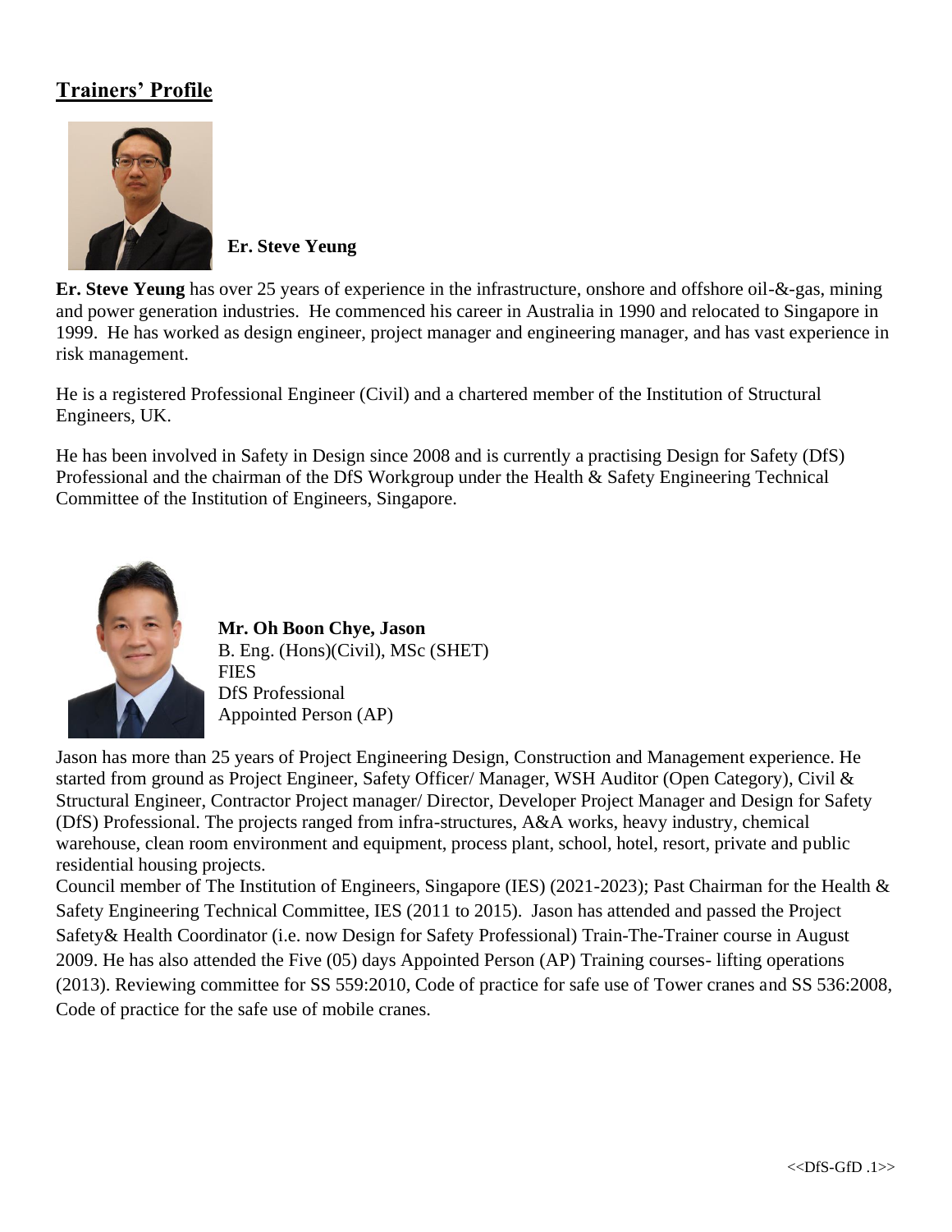## Trainers' Profile

**Er. Steve Yeung**

**Er. Steve Yeung** has over 25 years of experience in the infrastructure, onshore and offshore oil-&-gas, mining and power generation industries. He commenced his career in Australia in 1990 and relocated to Singapore in 1999. He has worked as design engineer, project manager and engineering manager, and has vast experience in risk management.

He is a registered Professional Engineer (Civil) and a chartered member of the Institution of Structural Engineers, UK.

He has been involved in Safety in Design since 2008 and is currently a practising Design for Safety (DfS) Professional and the chairman of the DfS Workgroup under the Health & Safety Engineering Technical Committee of the Institution of Engineers, Singapore.

**Mr. Oh Boon Chye, Jason**
B. Eng. (Hons)(Civil), MSc (SHET)
FIES
DfS Professional
Appointed Person (AP)

Jason has more than 25 years of Project Engineering Design, Construction and Management experience. He started from ground as Project Engineer, Safety Officer/ Manager, WSH Auditor (Open Category), Civil & Structural Engineer, Contractor Project manager/ Director, Developer Project Manager and Design for Safety (DfS) Professional. The projects ranged from infra-structures, A&A works, heavy industry, chemical warehouse, clean room environment and equipment, process plant, school, hotel, resort, private and public residential housing projects.
Council member of The Institution of Engineers, Singapore (IES) (2021-2023); Past Chairman for the Health & Safety Engineering Technical Committee, IES (2011 to 2015). Jason has attended and passed the Project Safety& Health Coordinator (i.e. now Design for Safety Professional) Train-The-Trainer course in August 2009. He has also attended the Five (05) days Appointed Person (AP) Training courses- lifting operations (2013). Reviewing committee for SS 559:2010, Code of practice for safe use of Tower cranes and SS 536:2008, Code of practice for the safe use of mobile cranes.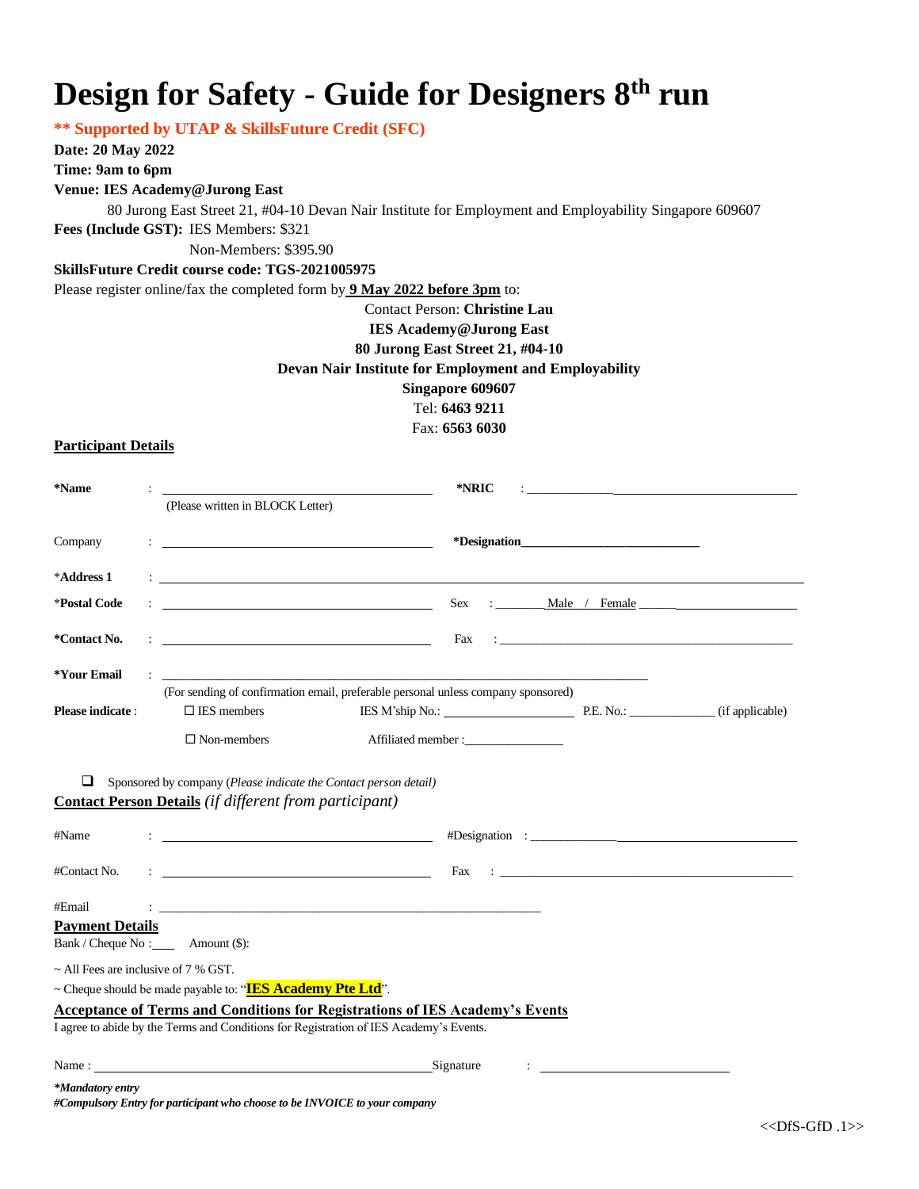# Design for Safety - Guide for Designers 8th run

**** Supported by UTAP & SkillsFuture Credit (SFC)**

**Date: 20 May 2022**

**Time: 9am to 6pm**

**Venue: IES Academy@Jurong East**

80 Jurong East Street 21, #04-10 Devan Nair Institute for Employment and Employability Singapore 609607

**Fees (Include GST):** IES Members: $321

Non-Members: $395.90

**SkillsFuture Credit course code: TGS-2021005975**

Please register online/fax the completed form by **9 May 2022 before 3pm** to:

Contact Person: **Christine Lau**
**IES Academy@Jurong East**
**80 Jurong East Street 21, #04-10**
**Devan Nair Institute for Employment and Employability**
**Singapore 609607**
Tel: **6463 9211**
Fax: **6563 6030**

## Participant Details

**\*Name** : ______________________ **\*NRIC** : ______________________
(Please written in BLOCK Letter)

Company : ______________________ **\*Designation**______________________

\***Address 1** : ______________________________________________

\***Postal Code** : ______________________ Sex : ________Male / Female ______

**\*Contact No.** : ______________________ Fax : ______________________

**\*Your Email** : ______________________________________________
(For sending of confirmation email, preferable personal unless company sponsored)

**Please indicate** : ☐ IES members IES M'ship No.: ______________ P.E. No.: ______________ (if applicable)

☐ Non-members Affiliated member :________________

❑ Sponsored by company (*Please indicate the Contact person detail*)

## Contact Person Details *(if different from participant)*

#Name : ______________________ #Designation : ______________________

#Contact No. : ______________________ Fax : ______________________

#Email : ______________________________________________

## Payment Details

Bank / Cheque No :____ Amount ($):

~ All Fees are inclusive of 7 % GST.

~ Cheque should be made payable to: "**IES Academy Pte Ltd**".

## Acceptance of Terms and Conditions for Registrations of IES Academy's Events

I agree to abide by the Terms and Conditions for Registration of IES Academy's Events.

Name : ______________________ Signature : ______________________

***Mandatory entry***

***#Compulsory Entry for participant who choose to be INVOICE to your company***

<<DfS-GfD .1>>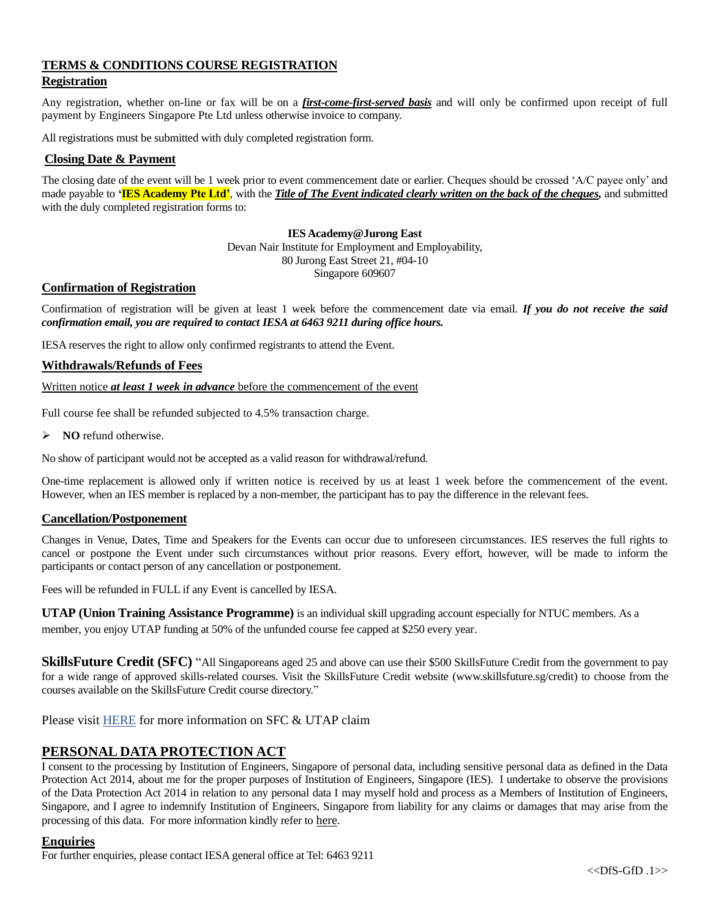## TERMS & CONDITIONS COURSE REGISTRATION

### Registration

Any registration, whether on-line or fax will be on a ***first-come-first-served basis*** and will only be confirmed upon receipt of full payment by Engineers Singapore Pte Ltd unless otherwise invoice to company.

All registrations must be submitted with duly completed registration form.

### Closing Date & Payment

The closing date of the event will be 1 week prior to event commencement date or earlier. Cheques should be crossed 'A/C payee only' and made payable to **'IES Academy Pte Ltd'**, with the ***Title of The Event indicated clearly written on the back of the cheques,*** and submitted with the duly completed registration forms to:

**IES Academy@Jurong East**
Devan Nair Institute for Employment and Employability,
80 Jurong East Street 21, #04-10
Singapore 609607

### Confirmation of Registration

Confirmation of registration will be given at least 1 week before the commencement date via email. ***If you do not receive the said confirmation email, you are required to contact IESA at 6463 9211 during office hours.***

IESA reserves the right to allow only confirmed registrants to attend the Event.

### Withdrawals/Refunds of Fees

Written notice ***at least 1 week in advance*** before the commencement of the event

Full course fee shall be refunded subjected to 4.5% transaction charge.

- **NO** refund otherwise.

No show of participant would not be accepted as a valid reason for withdrawal/refund.

One-time replacement is allowed only if written notice is received by us at least 1 week before the commencement of the event. However, when an IES member is replaced by a non-member, the participant has to pay the difference in the relevant fees.

### Cancellation/Postponement

Changes in Venue, Dates, Time and Speakers for the Events can occur due to unforeseen circumstances. IES reserves the full rights to cancel or postpone the Event under such circumstances without prior reasons. Every effort, however, will be made to inform the participants or contact person of any cancellation or postponement.

Fees will be refunded in FULL if any Event is cancelled by IESA.

**UTAP (Union Training Assistance Programme)** is an individual skill upgrading account especially for NTUC members. As a member, you enjoy UTAP funding at 50% of the unfunded course fee capped at $250 every year.

**SkillsFuture Credit (SFC)** "All Singaporeans aged 25 and above can use their $500 SkillsFuture Credit from the government to pay for a wide range of approved skills-related courses. Visit the SkillsFuture Credit website (www.skillsfuture.sg/credit) to choose from the courses available on the SkillsFuture Credit course directory."

Please visit HERE for more information on SFC & UTAP claim

## PERSONAL DATA PROTECTION ACT

I consent to the processing by Institution of Engineers, Singapore of personal data, including sensitive personal data as defined in the Data Protection Act 2014, about me for the proper purposes of Institution of Engineers, Singapore (IES). I undertake to observe the provisions of the Data Protection Act 2014 in relation to any personal data I may myself hold and process as a Members of Institution of Engineers, Singapore, and I agree to indemnify Institution of Engineers, Singapore from liability for any claims or damages that may arise from the processing of this data. For more information kindly refer to here.

### Enquiries

For further enquiries, please contact IESA general office at Tel: 6463 9211

<<DfS-GfD .1>>